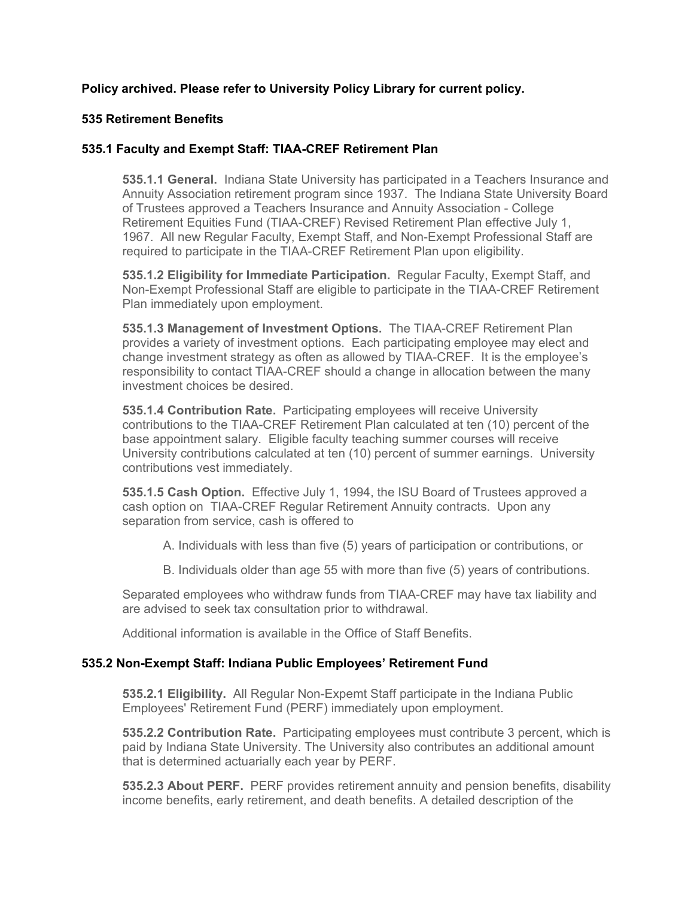**Policy archived. Please refer to University Policy Library for current policy.**

## 535 Retirement Benefits

### 535.1 Faculty and Exempt Staff: TIAA-CREF Retirement Plan

**535.1.1 General.** Indiana State University has participated in a Teachers Insurance and Annuity Association retirement program since 1937. The Indiana State University Board of Trustees approved a Teachers Insurance and Annuity Association - College Retirement Equities Fund (TIAA-CREF) Revised Retirement Plan effective July 1, 1967. All new Regular Faculty, Exempt Staff, and Non-Exempt Professional Staff are required to participate in the TIAA-CREF Retirement Plan upon eligibility.

**535.1.2 Eligibility for Immediate Participation.** Regular Faculty, Exempt Staff, and Non-Exempt Professional Staff are eligible to participate in the TIAA-CREF Retirement Plan immediately upon employment.

**535.1.3 Management of Investment Options.** The TIAA-CREF Retirement Plan provides a variety of investment options. Each participating employee may elect and change investment strategy as often as allowed by TIAA-CREF. It is the employee's responsibility to contact TIAA-CREF should a change in allocation between the many investment choices be desired.

**535.1.4 Contribution Rate.** Participating employees will receive University contributions to the TIAA-CREF Retirement Plan calculated at ten (10) percent of the base appointment salary. Eligible faculty teaching summer courses will receive University contributions calculated at ten (10) percent of summer earnings. University contributions vest immediately.

**535.1.5 Cash Option.** Effective July 1, 1994, the ISU Board of Trustees approved a cash option on TIAA-CREF Regular Retirement Annuity contracts. Upon any separation from service, cash is offered to

A. Individuals with less than five (5) years of participation or contributions, or

B. Individuals older than age 55 with more than five (5) years of contributions.

Separated employees who withdraw funds from TIAA-CREF may have tax liability and are advised to seek tax consultation prior to withdrawal.

Additional information is available in the Office of Staff Benefits.

### 535.2 Non-Exempt Staff: Indiana Public Employees' Retirement Fund

**535.2.1 Eligibility.** All Regular Non-Expemt Staff participate in the Indiana Public Employees' Retirement Fund (PERF) immediately upon employment.

**535.2.2 Contribution Rate.** Participating employees must contribute 3 percent, which is paid by Indiana State University. The University also contributes an additional amount that is determined actuarially each year by PERF.

**535.2.3 About PERF.** PERF provides retirement annuity and pension benefits, disability income benefits, early retirement, and death benefits. A detailed description of the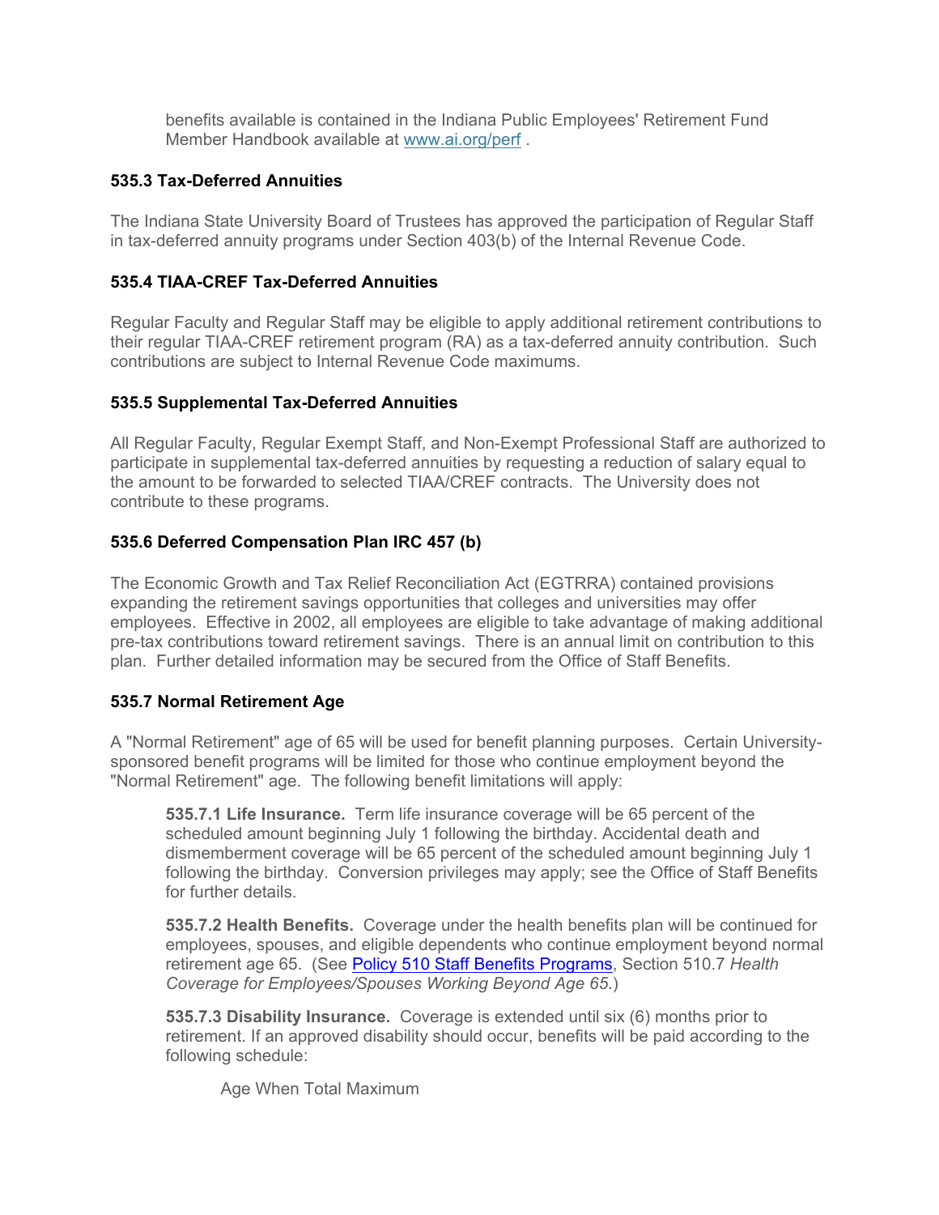benefits available is contained in the Indiana Public Employees' Retirement Fund Member Handbook available at [www.ai.org/perf](www.ai.org/perf) .

### 535.3 Tax-Deferred Annuities

The Indiana State University Board of Trustees has approved the participation of Regular Staff in tax-deferred annuity programs under Section 403(b) of the Internal Revenue Code.

### 535.4 TIAA-CREF Tax-Deferred Annuities

Regular Faculty and Regular Staff may be eligible to apply additional retirement contributions to their regular TIAA-CREF retirement program (RA) as a tax-deferred annuity contribution. Such contributions are subject to Internal Revenue Code maximums.

### 535.5 Supplemental Tax-Deferred Annuities

All Regular Faculty, Regular Exempt Staff, and Non-Exempt Professional Staff are authorized to participate in supplemental tax-deferred annuities by requesting a reduction of salary equal to the amount to be forwarded to selected TIAA/CREF contracts. The University does not contribute to these programs.

### 535.6 Deferred Compensation Plan IRC 457 (b)

The Economic Growth and Tax Relief Reconciliation Act (EGTRRA) contained provisions expanding the retirement savings opportunities that colleges and universities may offer employees. Effective in 2002, all employees are eligible to take advantage of making additional pre-tax contributions toward retirement savings. There is an annual limit on contribution to this plan. Further detailed information may be secured from the Office of Staff Benefits.

### 535.7 Normal Retirement Age

A "Normal Retirement" age of 65 will be used for benefit planning purposes. Certain University-sponsored benefit programs will be limited for those who continue employment beyond the "Normal Retirement" age. The following benefit limitations will apply:

**535.7.1 Life Insurance.** Term life insurance coverage will be 65 percent of the scheduled amount beginning July 1 following the birthday. Accidental death and dismemberment coverage will be 65 percent of the scheduled amount beginning July 1 following the birthday. Conversion privileges may apply; see the Office of Staff Benefits for further details.

**535.7.2 Health Benefits.** Coverage under the health benefits plan will be continued for employees, spouses, and eligible dependents who continue employment beyond normal retirement age 65. (See [Policy 510 Staff Benefits Programs](Policy 510 Staff Benefits Programs), Section 510.7 *Health Coverage for Employees/Spouses Working Beyond Age 65*.)

**535.7.3 Disability Insurance.** Coverage is extended until six (6) months prior to retirement. If an approved disability should occur, benefits will be paid according to the following schedule:

Age When Total Maximum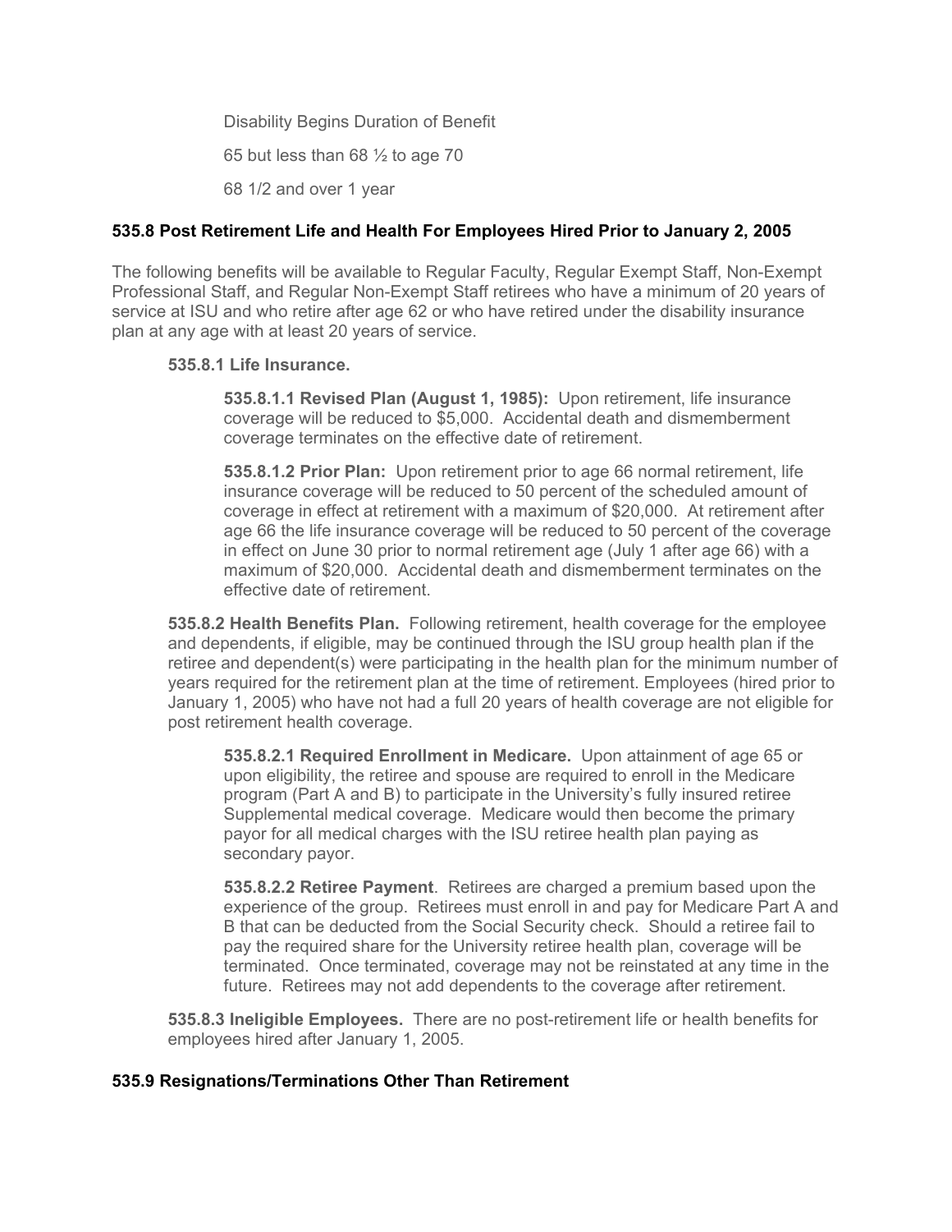| Disability Begins | Duration of Benefit |
| --- | --- |
| 65 but less than 68 ½ | to age 70 |
| 68 1/2 and over | 1 year |

### 535.8 Post Retirement Life and Health For Employees Hired Prior to January 2, 2005

The following benefits will be available to Regular Faculty, Regular Exempt Staff, Non-Exempt Professional Staff, and Regular Non-Exempt Staff retirees who have a minimum of 20 years of service at ISU and who retire after age 62 or who have retired under the disability insurance plan at any age with at least 20 years of service.

**535.8.1 Life Insurance.**

**535.8.1.1 Revised Plan (August 1, 1985):** Upon retirement, life insurance coverage will be reduced to $5,000. Accidental death and dismemberment coverage terminates on the effective date of retirement.

**535.8.1.2 Prior Plan:** Upon retirement prior to age 66 normal retirement, life insurance coverage will be reduced to 50 percent of the scheduled amount of coverage in effect at retirement with a maximum of $20,000. At retirement after age 66 the life insurance coverage will be reduced to 50 percent of the coverage in effect on June 30 prior to normal retirement age (July 1 after age 66) with a maximum of $20,000. Accidental death and dismemberment terminates on the effective date of retirement.

**535.8.2 Health Benefits Plan.** Following retirement, health coverage for the employee and dependents, if eligible, may be continued through the ISU group health plan if the retiree and dependent(s) were participating in the health plan for the minimum number of years required for the retirement plan at the time of retirement. Employees (hired prior to January 1, 2005) who have not had a full 20 years of health coverage are not eligible for post retirement health coverage.

**535.8.2.1 Required Enrollment in Medicare.** Upon attainment of age 65 or upon eligibility, the retiree and spouse are required to enroll in the Medicare program (Part A and B) to participate in the University's fully insured retiree Supplemental medical coverage. Medicare would then become the primary payor for all medical charges with the ISU retiree health plan paying as secondary payor.

**535.8.2.2 Retiree Payment**. Retirees are charged a premium based upon the experience of the group. Retirees must enroll in and pay for Medicare Part A and B that can be deducted from the Social Security check. Should a retiree fail to pay the required share for the University retiree health plan, coverage will be terminated. Once terminated, coverage may not be reinstated at any time in the future. Retirees may not add dependents to the coverage after retirement.

**535.8.3 Ineligible Employees.** There are no post-retirement life or health benefits for employees hired after January 1, 2005.

### 535.9 Resignations/Terminations Other Than Retirement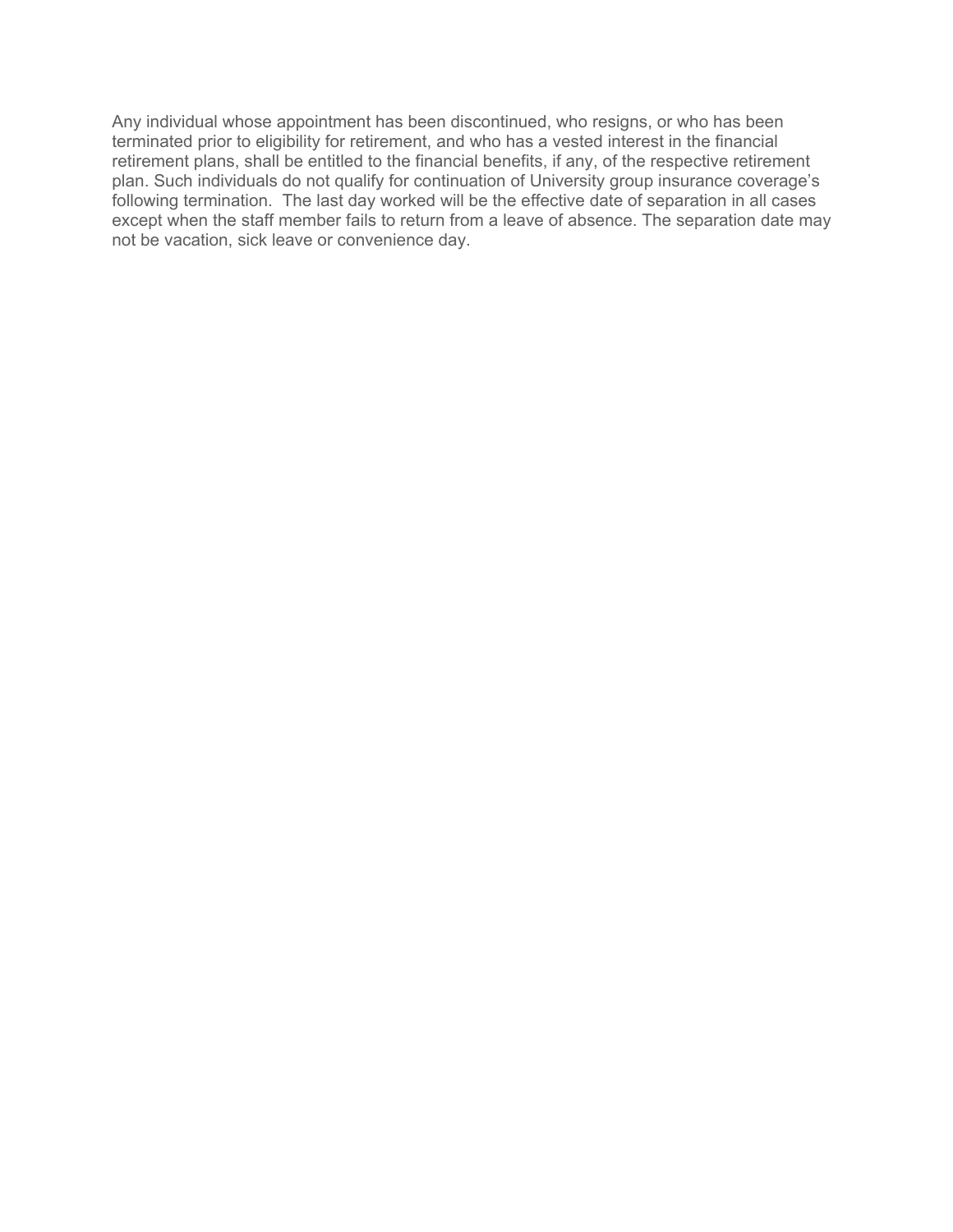Any individual whose appointment has been discontinued, who resigns, or who has been terminated prior to eligibility for retirement, and who has a vested interest in the financial retirement plans, shall be entitled to the financial benefits, if any, of the respective retirement plan. Such individuals do not qualify for continuation of University group insurance coverage's following termination. The last day worked will be the effective date of separation in all cases except when the staff member fails to return from a leave of absence. The separation date may not be vacation, sick leave or convenience day.